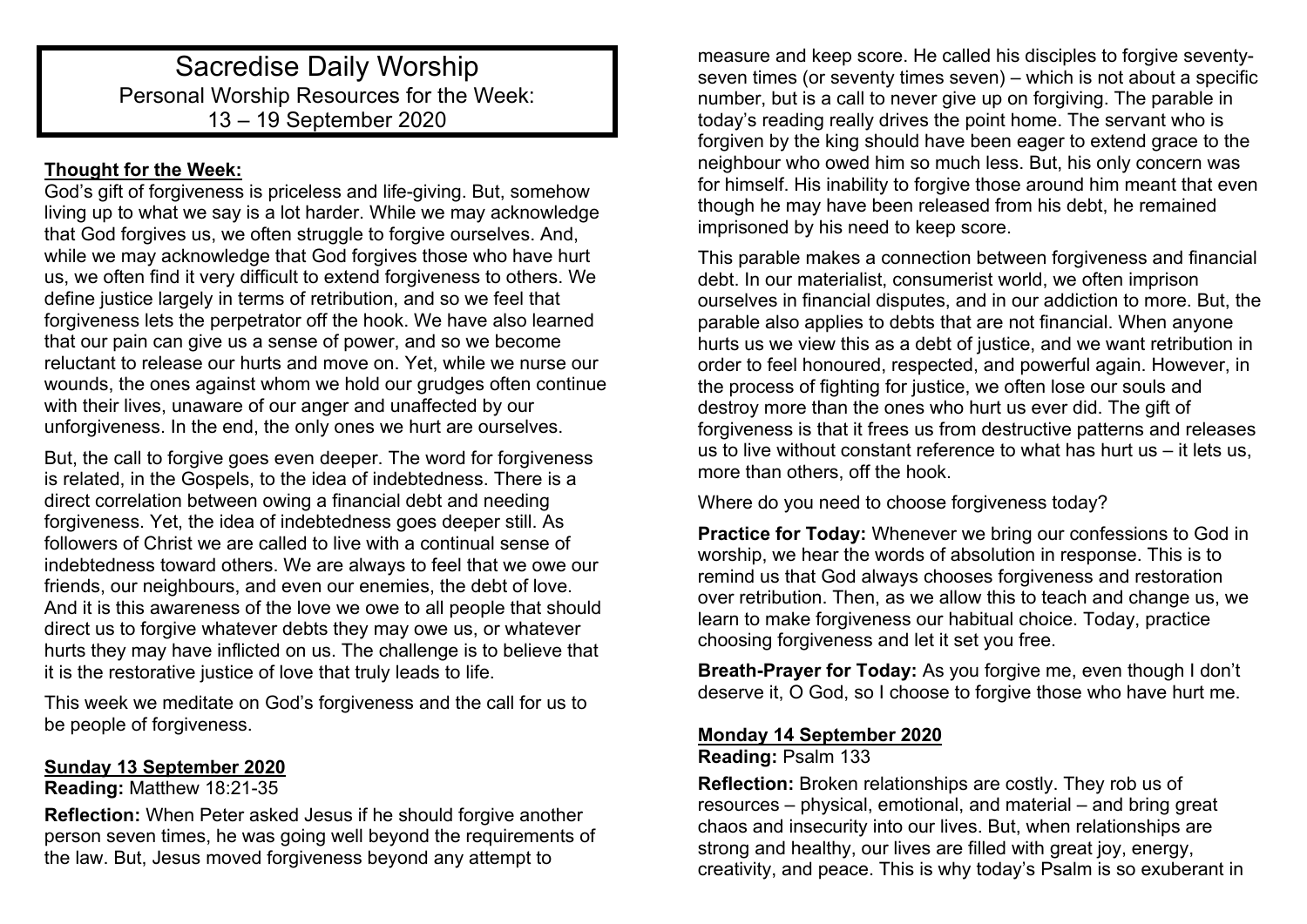# Sacredise Daily Worship

Personal Worship Resources for the Week:
13 – 19 September 2020

## Thought for the Week:

God's gift of forgiveness is priceless and life-giving. But, somehow living up to what we say is a lot harder. While we may acknowledge that God forgives us, we often struggle to forgive ourselves. And, while we may acknowledge that God forgives those who have hurt us, we often find it very difficult to extend forgiveness to others. We define justice largely in terms of retribution, and so we feel that forgiveness lets the perpetrator off the hook. We have also learned that our pain can give us a sense of power, and so we become reluctant to release our hurts and move on. Yet, while we nurse our wounds, the ones against whom we hold our grudges often continue with their lives, unaware of our anger and unaffected by our unforgiveness. In the end, the only ones we hurt are ourselves.

But, the call to forgive goes even deeper. The word for forgiveness is related, in the Gospels, to the idea of indebtedness. There is a direct correlation between owing a financial debt and needing forgiveness. Yet, the idea of indebtedness goes deeper still. As followers of Christ we are called to live with a continual sense of indebtedness toward others. We are always to feel that we owe our friends, our neighbours, and even our enemies, the debt of love. And it is this awareness of the love we owe to all people that should direct us to forgive whatever debts they may owe us, or whatever hurts they may have inflicted on us. The challenge is to believe that it is the restorative justice of love that truly leads to life.

This week we meditate on God's forgiveness and the call for us to be people of forgiveness.

## Sunday 13 September 2020

**Reading:** Matthew 18:21-35

**Reflection:** When Peter asked Jesus if he should forgive another person seven times, he was going well beyond the requirements of the law. But, Jesus moved forgiveness beyond any attempt to measure and keep score. He called his disciples to forgive seventy-seven times (or seventy times seven) – which is not about a specific number, but is a call to never give up on forgiving. The parable in today's reading really drives the point home. The servant who is forgiven by the king should have been eager to extend grace to the neighbour who owed him so much less. But, his only concern was for himself. His inability to forgive those around him meant that even though he may have been released from his debt, he remained imprisoned by his need to keep score.

This parable makes a connection between forgiveness and financial debt. In our materialist, consumerist world, we often imprison ourselves in financial disputes, and in our addiction to more. But, the parable also applies to debts that are not financial. When anyone hurts us we view this as a debt of justice, and we want retribution in order to feel honoured, respected, and powerful again. However, in the process of fighting for justice, we often lose our souls and destroy more than the ones who hurt us ever did. The gift of forgiveness is that it frees us from destructive patterns and releases us to live without constant reference to what has hurt us – it lets us, more than others, off the hook.

Where do you need to choose forgiveness today?

**Practice for Today:** Whenever we bring our confessions to God in worship, we hear the words of absolution in response. This is to remind us that God always chooses forgiveness and restoration over retribution. Then, as we allow this to teach and change us, we learn to make forgiveness our habitual choice. Today, practice choosing forgiveness and let it set you free.

**Breath-Prayer for Today:** As you forgive me, even though I don't deserve it, O God, so I choose to forgive those who have hurt me.

## Monday 14 September 2020

**Reading:** Psalm 133

**Reflection:** Broken relationships are costly. They rob us of resources – physical, emotional, and material – and bring great chaos and insecurity into our lives. But, when relationships are strong and healthy, our lives are filled with great joy, energy, creativity, and peace. This is why today's Psalm is so exuberant in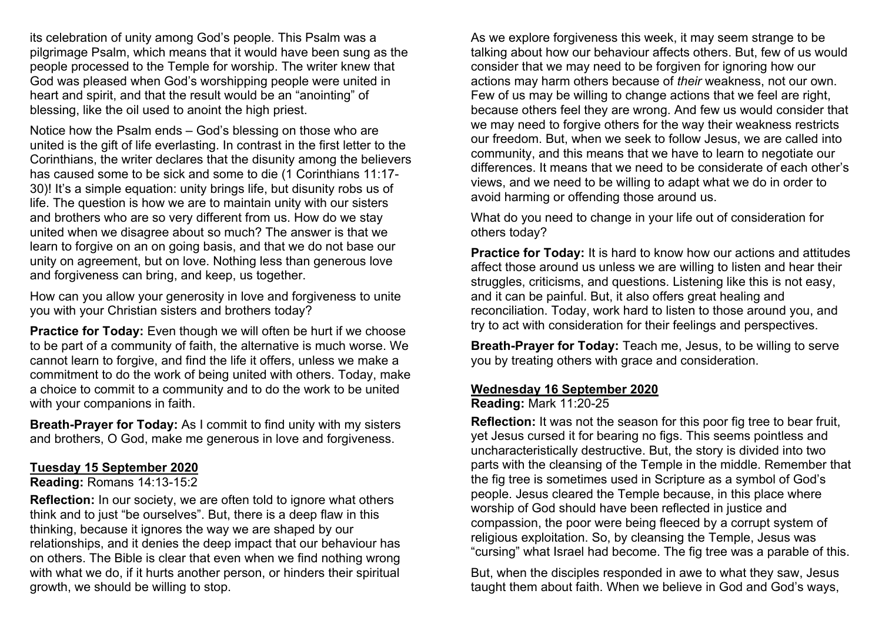its celebration of unity among God's people. This Psalm was a pilgrimage Psalm, which means that it would have been sung as the people processed to the Temple for worship. The writer knew that God was pleased when God's worshipping people were united in heart and spirit, and that the result would be an "anointing" of blessing, like the oil used to anoint the high priest.

Notice how the Psalm ends – God's blessing on those who are united is the gift of life everlasting. In contrast in the first letter to the Corinthians, the writer declares that the disunity among the believers has caused some to be sick and some to die (1 Corinthians 11:17-30)! It's a simple equation: unity brings life, but disunity robs us of life. The question is how we are to maintain unity with our sisters and brothers who are so very different from us. How do we stay united when we disagree about so much? The answer is that we learn to forgive on an on going basis, and that we do not base our unity on agreement, but on love. Nothing less than generous love and forgiveness can bring, and keep, us together.

How can you allow your generosity in love and forgiveness to unite you with your Christian sisters and brothers today?

**Practice for Today:** Even though we will often be hurt if we choose to be part of a community of faith, the alternative is much worse. We cannot learn to forgive, and find the life it offers, unless we make a commitment to do the work of being united with others. Today, make a choice to commit to a community and to do the work to be united with your companions in faith.

**Breath-Prayer for Today:** As I commit to find unity with my sisters and brothers, O God, make me generous in love and forgiveness.

## Tuesday 15 September 2020

**Reading:** Romans 14:13-15:2

**Reflection:** In our society, we are often told to ignore what others think and to just "be ourselves". But, there is a deep flaw in this thinking, because it ignores the way we are shaped by our relationships, and it denies the deep impact that our behaviour has on others. The Bible is clear that even when we find nothing wrong with what we do, if it hurts another person, or hinders their spiritual growth, we should be willing to stop.

As we explore forgiveness this week, it may seem strange to be talking about how our behaviour affects others. But, few of us would consider that we may need to be forgiven for ignoring how our actions may harm others because of *their* weakness, not our own. Few of us may be willing to change actions that we feel are right, because others feel they are wrong. And few us would consider that we may need to forgive others for the way their weakness restricts our freedom. But, when we seek to follow Jesus, we are called into community, and this means that we have to learn to negotiate our differences. It means that we need to be considerate of each other's views, and we need to be willing to adapt what we do in order to avoid harming or offending those around us.

What do you need to change in your life out of consideration for others today?

**Practice for Today:** It is hard to know how our actions and attitudes affect those around us unless we are willing to listen and hear their struggles, criticisms, and questions. Listening like this is not easy, and it can be painful. But, it also offers great healing and reconciliation. Today, work hard to listen to those around you, and try to act with consideration for their feelings and perspectives.

**Breath-Prayer for Today:** Teach me, Jesus, to be willing to serve you by treating others with grace and consideration.

## Wednesday 16 September 2020

**Reading:** Mark 11:20-25

**Reflection:** It was not the season for this poor fig tree to bear fruit, yet Jesus cursed it for bearing no figs. This seems pointless and uncharacteristically destructive. But, the story is divided into two parts with the cleansing of the Temple in the middle. Remember that the fig tree is sometimes used in Scripture as a symbol of God's people. Jesus cleared the Temple because, in this place where worship of God should have been reflected in justice and compassion, the poor were being fleeced by a corrupt system of religious exploitation. So, by cleansing the Temple, Jesus was "cursing" what Israel had become. The fig tree was a parable of this.

But, when the disciples responded in awe to what they saw, Jesus taught them about faith. When we believe in God and God's ways,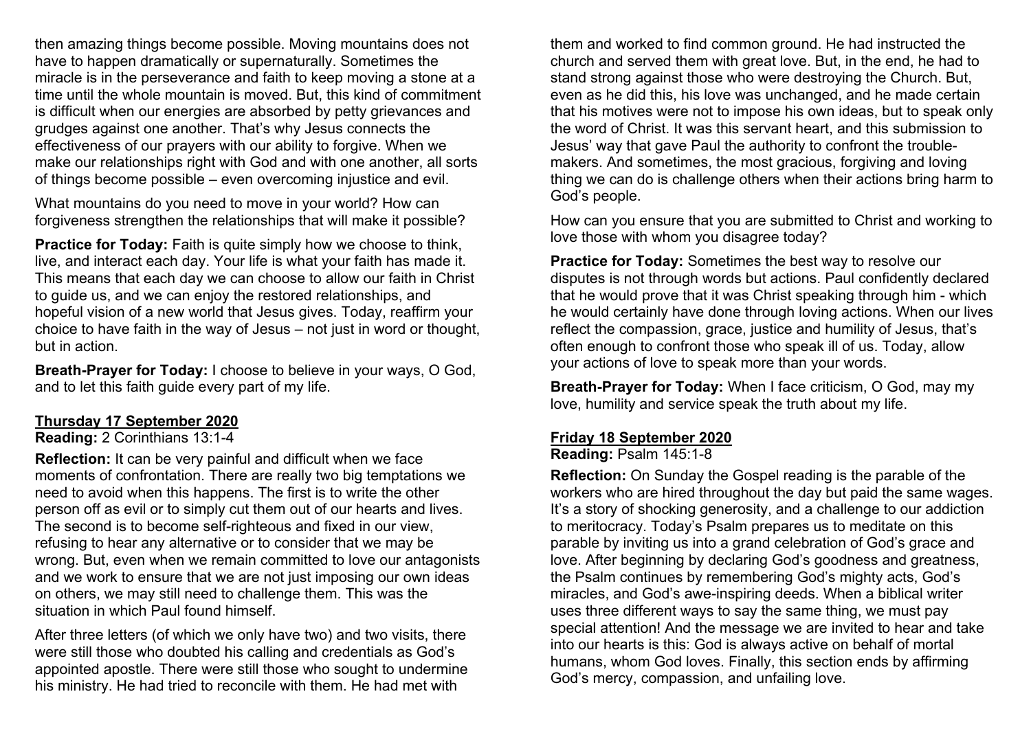then amazing things become possible. Moving mountains does not have to happen dramatically or supernaturally. Sometimes the miracle is in the perseverance and faith to keep moving a stone at a time until the whole mountain is moved. But, this kind of commitment is difficult when our energies are absorbed by petty grievances and grudges against one another. That's why Jesus connects the effectiveness of our prayers with our ability to forgive. When we make our relationships right with God and with one another, all sorts of things become possible – even overcoming injustice and evil.

What mountains do you need to move in your world? How can forgiveness strengthen the relationships that will make it possible?

**Practice for Today:** Faith is quite simply how we choose to think, live, and interact each day. Your life is what your faith has made it. This means that each day we can choose to allow our faith in Christ to guide us, and we can enjoy the restored relationships, and hopeful vision of a new world that Jesus gives. Today, reaffirm your choice to have faith in the way of Jesus – not just in word or thought, but in action.

**Breath-Prayer for Today:** I choose to believe in your ways, O God, and to let this faith guide every part of my life.

## Thursday 17 September 2020

**Reading:** 2 Corinthians 13:1-4

**Reflection:** It can be very painful and difficult when we face moments of confrontation. There are really two big temptations we need to avoid when this happens. The first is to write the other person off as evil or to simply cut them out of our hearts and lives. The second is to become self-righteous and fixed in our view, refusing to hear any alternative or to consider that we may be wrong. But, even when we remain committed to love our antagonists and we work to ensure that we are not just imposing our own ideas on others, we may still need to challenge them. This was the situation in which Paul found himself.

After three letters (of which we only have two) and two visits, there were still those who doubted his calling and credentials as God's appointed apostle. There were still those who sought to undermine his ministry. He had tried to reconcile with them. He had met with them and worked to find common ground. He had instructed the church and served them with great love. But, in the end, he had to stand strong against those who were destroying the Church. But, even as he did this, his love was unchanged, and he made certain that his motives were not to impose his own ideas, but to speak only the word of Christ. It was this servant heart, and this submission to Jesus' way that gave Paul the authority to confront the trouble-makers. And sometimes, the most gracious, forgiving and loving thing we can do is challenge others when their actions bring harm to God's people.

How can you ensure that you are submitted to Christ and working to love those with whom you disagree today?

**Practice for Today:** Sometimes the best way to resolve our disputes is not through words but actions. Paul confidently declared that he would prove that it was Christ speaking through him - which he would certainly have done through loving actions. When our lives reflect the compassion, grace, justice and humility of Jesus, that's often enough to confront those who speak ill of us. Today, allow your actions of love to speak more than your words.

**Breath-Prayer for Today:** When I face criticism, O God, may my love, humility and service speak the truth about my life.

## Friday 18 September 2020

**Reading:** Psalm 145:1-8

**Reflection:** On Sunday the Gospel reading is the parable of the workers who are hired throughout the day but paid the same wages. It's a story of shocking generosity, and a challenge to our addiction to meritocracy. Today's Psalm prepares us to meditate on this parable by inviting us into a grand celebration of God's grace and love. After beginning by declaring God's goodness and greatness, the Psalm continues by remembering God's mighty acts, God's miracles, and God's awe-inspiring deeds. When a biblical writer uses three different ways to say the same thing, we must pay special attention! And the message we are invited to hear and take into our hearts is this: God is always active on behalf of mortal humans, whom God loves. Finally, this section ends by affirming God's mercy, compassion, and unfailing love.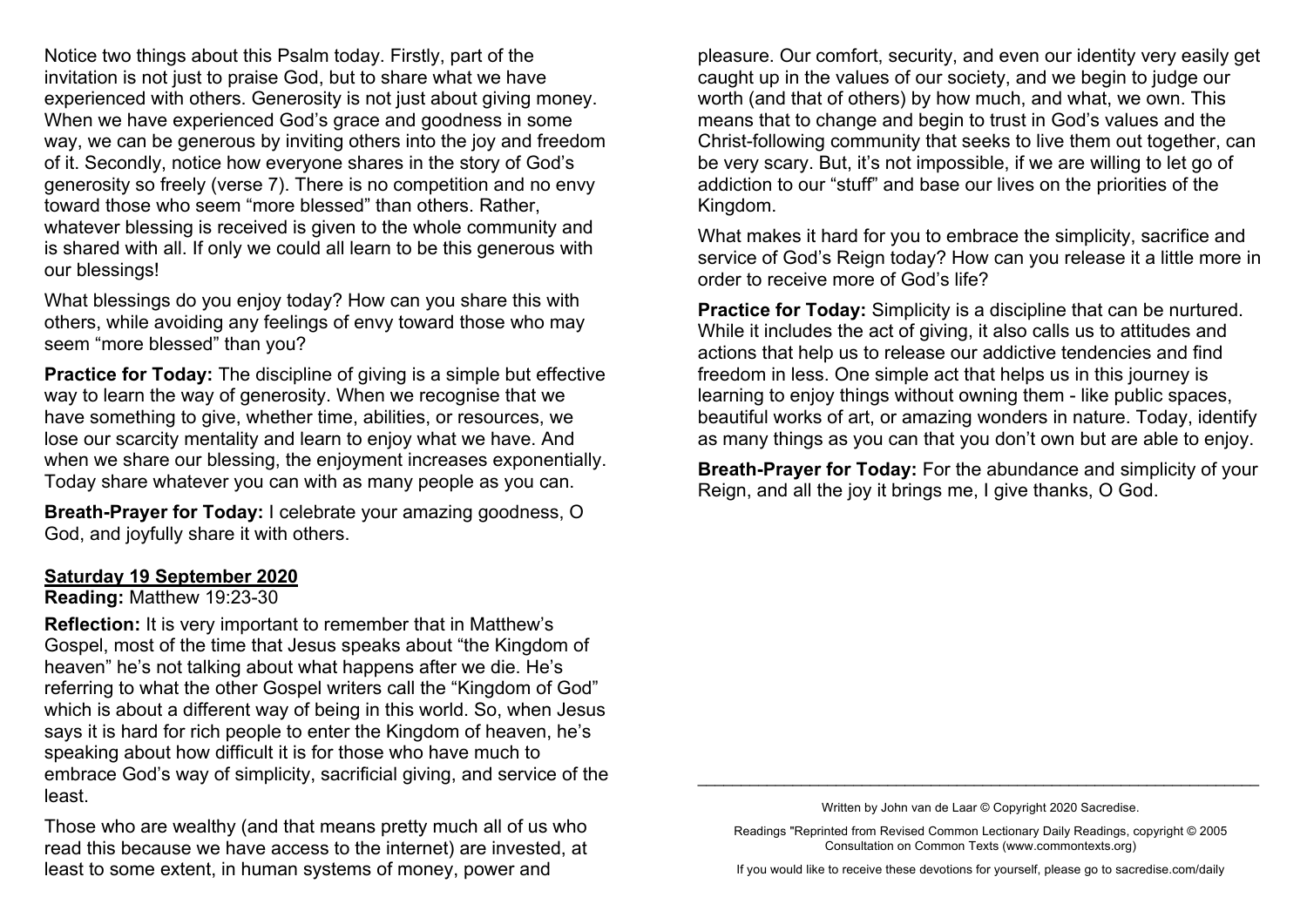Notice two things about this Psalm today. Firstly, part of the invitation is not just to praise God, but to share what we have experienced with others. Generosity is not just about giving money. When we have experienced God's grace and goodness in some way, we can be generous by inviting others into the joy and freedom of it. Secondly, notice how everyone shares in the story of God's generosity so freely (verse 7). There is no competition and no envy toward those who seem "more blessed" than others. Rather, whatever blessing is received is given to the whole community and is shared with all. If only we could all learn to be this generous with our blessings!

What blessings do you enjoy today? How can you share this with others, while avoiding any feelings of envy toward those who may seem "more blessed" than you?

**Practice for Today:** The discipline of giving is a simple but effective way to learn the way of generosity. When we recognise that we have something to give, whether time, abilities, or resources, we lose our scarcity mentality and learn to enjoy what we have. And when we share our blessing, the enjoyment increases exponentially. Today share whatever you can with as many people as you can.

**Breath-Prayer for Today:** I celebrate your amazing goodness, O God, and joyfully share it with others.

**Saturday 19 September 2020**

**Reading:** Matthew 19:23-30

**Reflection:** It is very important to remember that in Matthew's Gospel, most of the time that Jesus speaks about "the Kingdom of heaven" he's not talking about what happens after we die. He's referring to what the other Gospel writers call the "Kingdom of God" which is about a different way of being in this world. So, when Jesus says it is hard for rich people to enter the Kingdom of heaven, he's speaking about how difficult it is for those who have much to embrace God's way of simplicity, sacrificial giving, and service of the least.

Those who are wealthy (and that means pretty much all of us who read this because we have access to the internet) are invested, at least to some extent, in human systems of money, power and pleasure. Our comfort, security, and even our identity very easily get caught up in the values of our society, and we begin to judge our worth (and that of others) by how much, and what, we own. This means that to change and begin to trust in God's values and the Christ-following community that seeks to live them out together, can be very scary. But, it's not impossible, if we are willing to let go of addiction to our "stuff" and base our lives on the priorities of the Kingdom.

What makes it hard for you to embrace the simplicity, sacrifice and service of God's Reign today? How can you release it a little more in order to receive more of God's life?

**Practice for Today:** Simplicity is a discipline that can be nurtured. While it includes the act of giving, it also calls us to attitudes and actions that help us to release our addictive tendencies and find freedom in less. One simple act that helps us in this journey is learning to enjoy things without owning them - like public spaces, beautiful works of art, or amazing wonders in nature. Today, identify as many things as you can that you don't own but are able to enjoy.

**Breath-Prayer for Today:** For the abundance and simplicity of your Reign, and all the joy it brings me, I give thanks, O God.

---

Written by John van de Laar © Copyright 2020 Sacredise.

Readings "Reprinted from Revised Common Lectionary Daily Readings, copyright © 2005 Consultation on Common Texts (www.commontexts.org)

If you would like to receive these devotions for yourself, please go to sacredise.com/daily